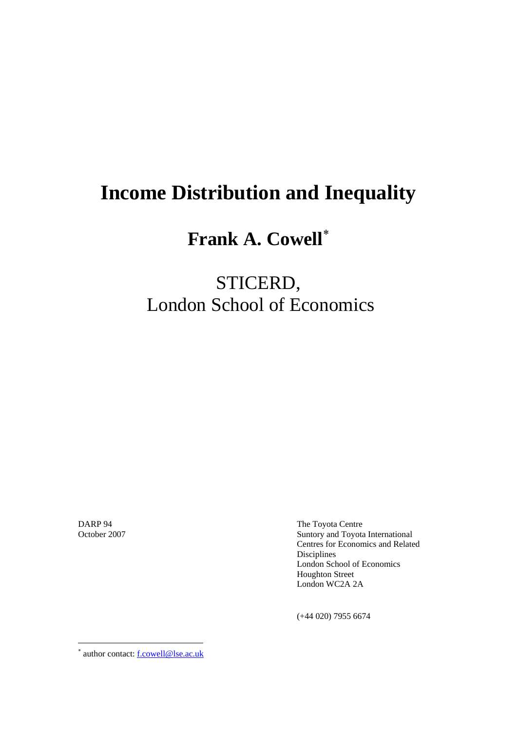# Income Distribution and Inequality

## Frank A. Cowell*

STICERD,
London School of Economics

DARP 94
October 2007

The Toyota Centre
Suntory and Toyota International
Centres for Economics and Related
Disciplines
London School of Economics
Houghton Street
London WC2A 2A

(+44 020) 7955 6674

---

* author contact: f.cowell@lse.ac.uk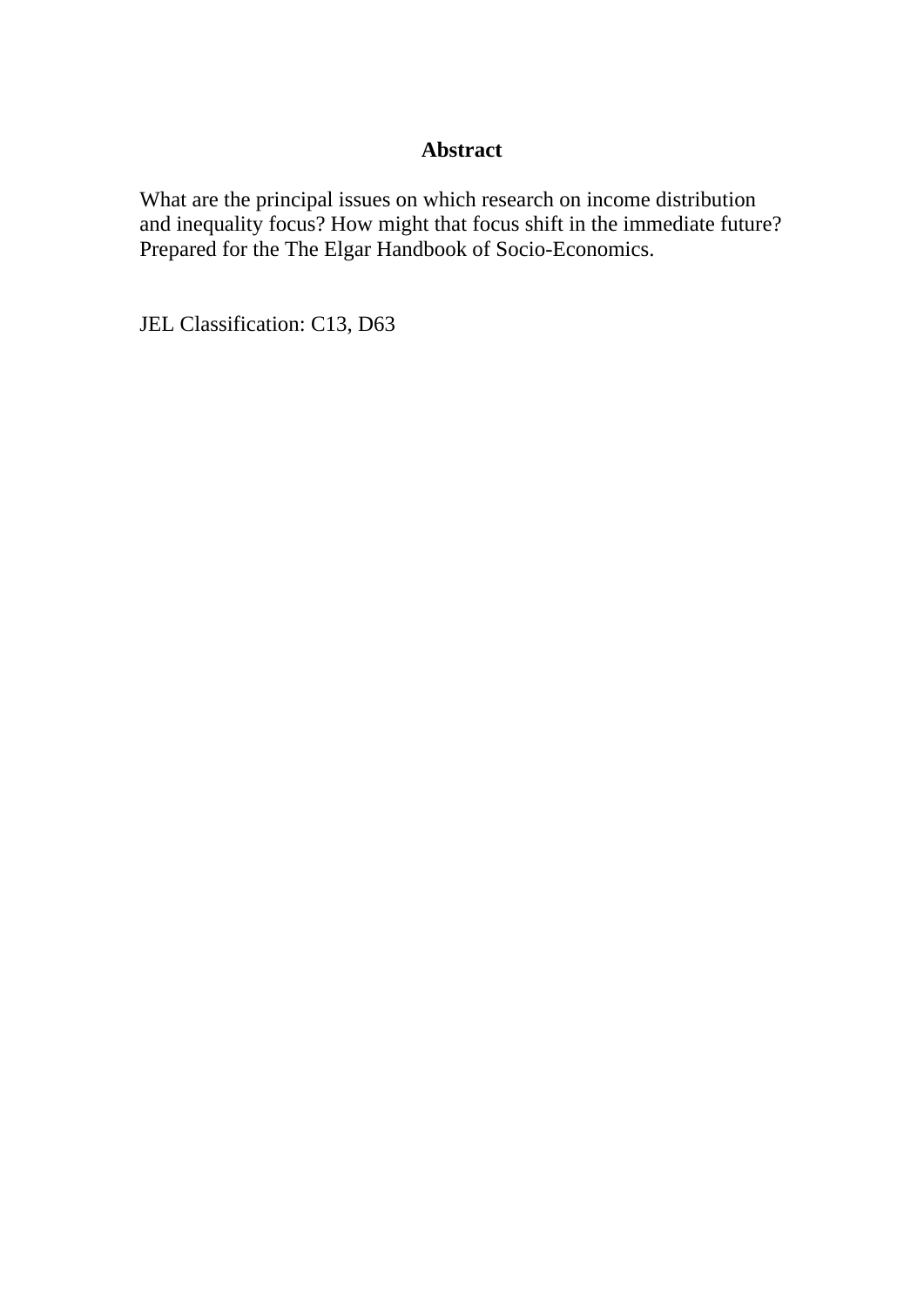## Abstract

What are the principal issues on which research on income distribution and inequality focus? How might that focus shift in the immediate future? Prepared for the The Elgar Handbook of Socio-Economics.

JEL Classification: C13, D63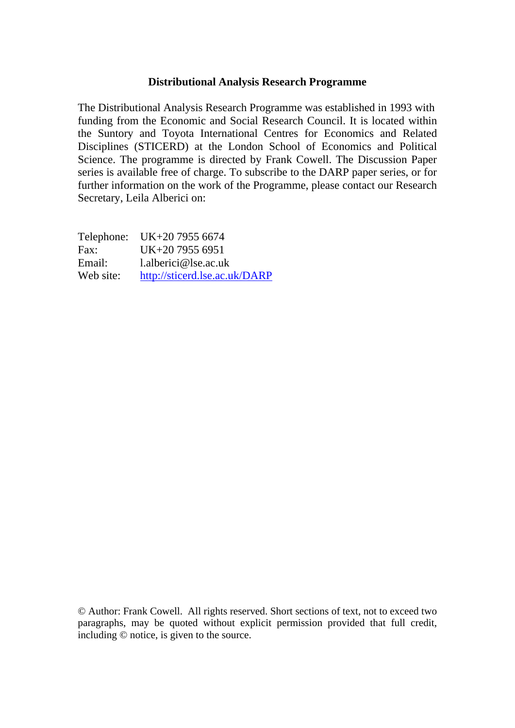**Distributional Analysis Research Programme**

The Distributional Analysis Research Programme was established in 1993 with funding from the Economic and Social Research Council. It is located within the Suntory and Toyota International Centres for Economics and Related Disciplines (STICERD) at the London School of Economics and Political Science. The programme is directed by Frank Cowell. The Discussion Paper series is available free of charge. To subscribe to the DARP paper series, or for further information on the work of the Programme, please contact our Research Secretary, Leila Alberici on:

| | |
|---|---|
| Telephone: | UK+20 7955 6674 |
| Fax: | UK+20 7955 6951 |
| Email: | l.alberici@lse.ac.uk |
| Web site: | http://sticerd.lse.ac.uk/DARP |

© Author: Frank Cowell. All rights reserved. Short sections of text, not to exceed two paragraphs, may be quoted without explicit permission provided that full credit, including © notice, is given to the source.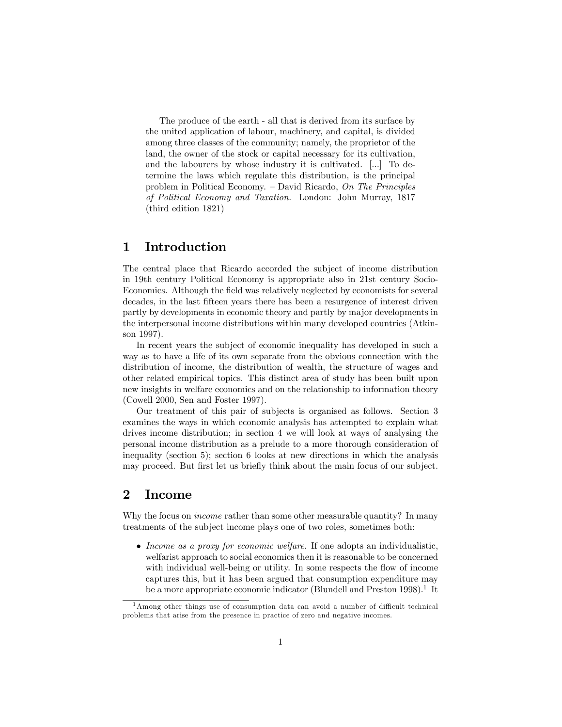> The produce of the earth - all that is derived from its surface by the united application of labour, machinery, and capital, is divided among three classes of the community; namely, the proprietor of the land, the owner of the stock or capital necessary for its cultivation, and the labourers by whose industry it is cultivated. [...] To determine the laws which regulate this distribution, is the principal problem in Political Economy. – David Ricardo, *On The Principles of Political Economy and Taxation.* London: John Murray, 1817 (third edition 1821)

# 1 Introduction

The central place that Ricardo accorded the subject of income distribution in 19th century Political Economy is appropriate also in 21st century Socio-Economics. Although the field was relatively neglected by economists for several decades, in the last fifteen years there has been a resurgence of interest driven partly by developments in economic theory and partly by major developments in the interpersonal income distributions within many developed countries (Atkinson 1997).

In recent years the subject of economic inequality has developed in such a way as to have a life of its own separate from the obvious connection with the distribution of income, the distribution of wealth, the structure of wages and other related empirical topics. This distinct area of study has been built upon new insights in welfare economics and on the relationship to information theory (Cowell 2000, Sen and Foster 1997).

Our treatment of this pair of subjects is organised as follows. Section 3 examines the ways in which economic analysis has attempted to explain what drives income distribution; in section 4 we will look at ways of analysing the personal income distribution as a prelude to a more thorough consideration of inequality (section 5); section 6 looks at new directions in which the analysis may proceed. But first let us briefly think about the main focus of our subject.

# 2 Income

Why the focus on *income* rather than some other measurable quantity? In many treatments of the subject income plays one of two roles, sometimes both:

- *Income as a proxy for economic welfare*. If one adopts an individualistic, welfarist approach to social economics then it is reasonable to be concerned with individual well-being or utility. In some respects the flow of income captures this, but it has been argued that consumption expenditure may be a more appropriate economic indicator (Blundell and Preston 1998).[1] It

[1] Among other things use of consumption data can avoid a number of difficult technical problems that arise from the presence in practice of zero and negative incomes.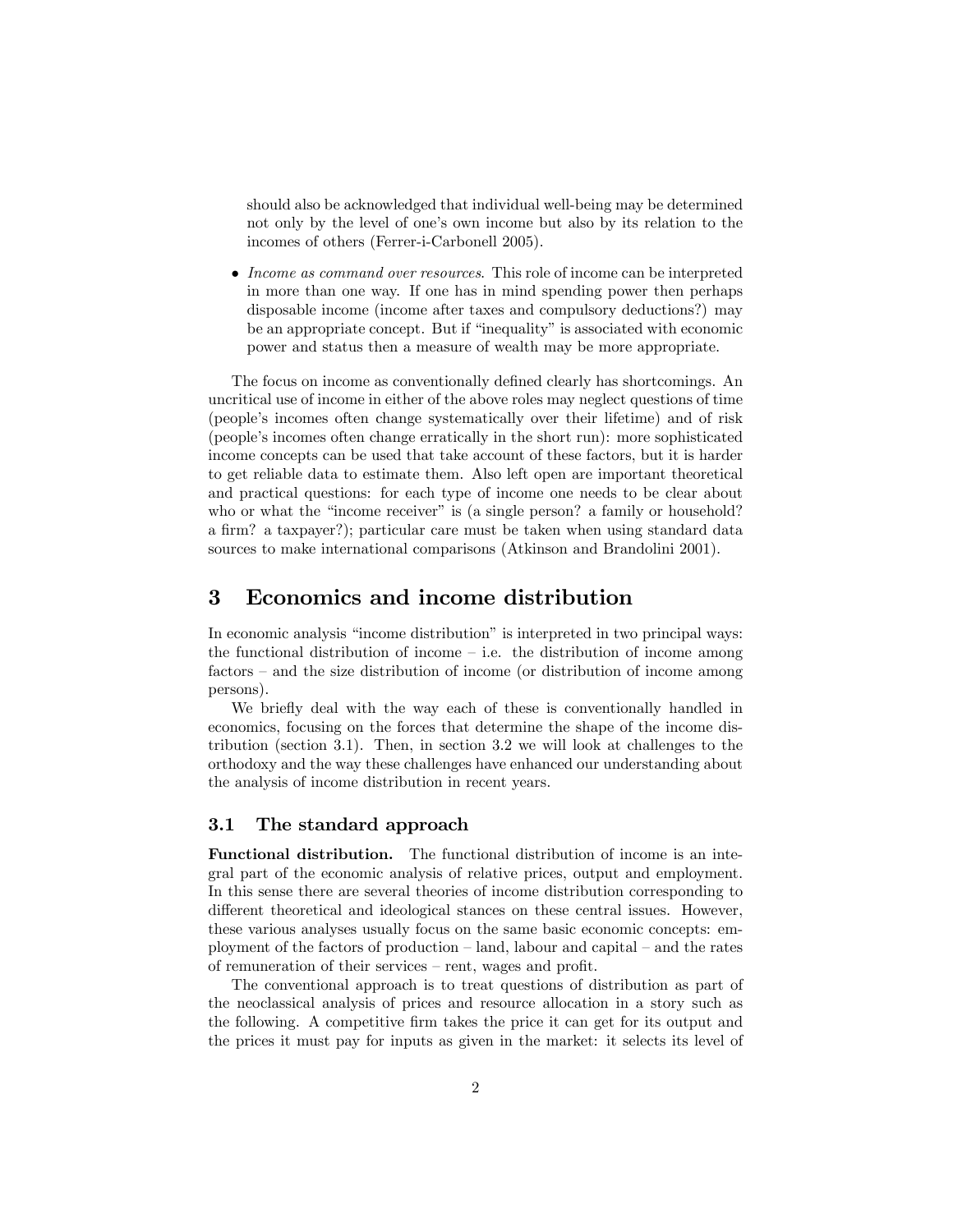should also be acknowledged that individual well-being may be determined not only by the level of one's own income but also by its relation to the incomes of others (Ferrer-i-Carbonell 2005).

- *Income as command over resources*. This role of income can be interpreted in more than one way. If one has in mind spending power then perhaps disposable income (income after taxes and compulsory deductions?) may be an appropriate concept. But if "inequality" is associated with economic power and status then a measure of wealth may be more appropriate.

The focus on income as conventionally defined clearly has shortcomings. An uncritical use of income in either of the above roles may neglect questions of time (people's incomes often change systematically over their lifetime) and of risk (people's incomes often change erratically in the short run): more sophisticated income concepts can be used that take account of these factors, but it is harder to get reliable data to estimate them. Also left open are important theoretical and practical questions: for each type of income one needs to be clear about who or what the "income receiver" is (a single person? a family or household? a firm? a taxpayer?); particular care must be taken when using standard data sources to make international comparisons (Atkinson and Brandolini 2001).

# 3 Economics and income distribution

In economic analysis "income distribution" is interpreted in two principal ways: the functional distribution of income – i.e. the distribution of income among factors – and the size distribution of income (or distribution of income among persons).

We briefly deal with the way each of these is conventionally handled in economics, focusing on the forces that determine the shape of the income distribution (section 3.1). Then, in section 3.2 we will look at challenges to the orthodoxy and the way these challenges have enhanced our understanding about the analysis of income distribution in recent years.

## 3.1 The standard approach

**Functional distribution.** The functional distribution of income is an integral part of the economic analysis of relative prices, output and employment. In this sense there are several theories of income distribution corresponding to different theoretical and ideological stances on these central issues. However, these various analyses usually focus on the same basic economic concepts: employment of the factors of production – land, labour and capital – and the rates of remuneration of their services – rent, wages and profit.

The conventional approach is to treat questions of distribution as part of the neoclassical analysis of prices and resource allocation in a story such as the following. A competitive firm takes the price it can get for its output and the prices it must pay for inputs as given in the market: it selects its level of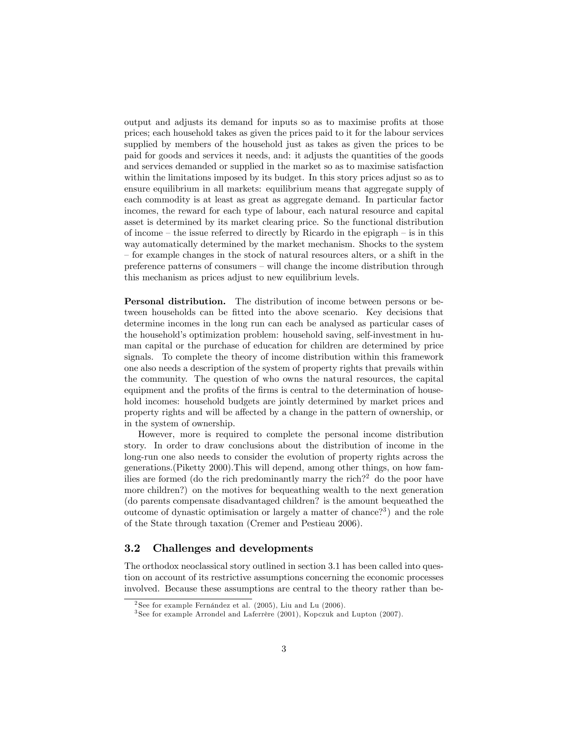output and adjusts its demand for inputs so as to maximise profits at those prices; each household takes as given the prices paid to it for the labour services supplied by members of the household just as takes as given the prices to be paid for goods and services it needs, and: it adjusts the quantities of the goods and services demanded or supplied in the market so as to maximise satisfaction within the limitations imposed by its budget. In this story prices adjust so as to ensure equilibrium in all markets: equilibrium means that aggregate supply of each commodity is at least as great as aggregate demand. In particular factor incomes, the reward for each type of labour, each natural resource and capital asset is determined by its market clearing price. So the functional distribution of income – the issue referred to directly by Ricardo in the epigraph – is in this way automatically determined by the market mechanism. Shocks to the system – for example changes in the stock of natural resources alters, or a shift in the preference patterns of consumers – will change the income distribution through this mechanism as prices adjust to new equilibrium levels.

**Personal distribution.** The distribution of income between persons or between households can be fitted into the above scenario. Key decisions that determine incomes in the long run can each be analysed as particular cases of the household's optimization problem: household saving, self-investment in human capital or the purchase of education for children are determined by price signals. To complete the theory of income distribution within this framework one also needs a description of the system of property rights that prevails within the community. The question of who owns the natural resources, the capital equipment and the profits of the firms is central to the determination of household incomes: household budgets are jointly determined by market prices and property rights and will be affected by a change in the pattern of ownership, or in the system of ownership.

However, more is required to complete the personal income distribution story. In order to draw conclusions about the distribution of income in the long-run one also needs to consider the evolution of property rights across the generations.(Piketty 2000).This will depend, among other things, on how families are formed (do the rich predominantly marry the rich?[2] do the poor have more children?) on the motives for bequeathing wealth to the next generation (do parents compensate disadvantaged children? is the amount bequeathed the outcome of dynastic optimisation or largely a matter of chance?[3]) and the role of the State through taxation (Cremer and Pestieau 2006).

### 3.2 Challenges and developments

The orthodox neoclassical story outlined in section 3.1 has been called into question on account of its restrictive assumptions concerning the economic processes involved. Because these assumptions are central to the theory rather than be-

[2] See for example Fernández et al. (2005), Liu and Lu (2006).

[3] See for example Arrondel and Laferrère (2001), Kopczuk and Lupton (2007).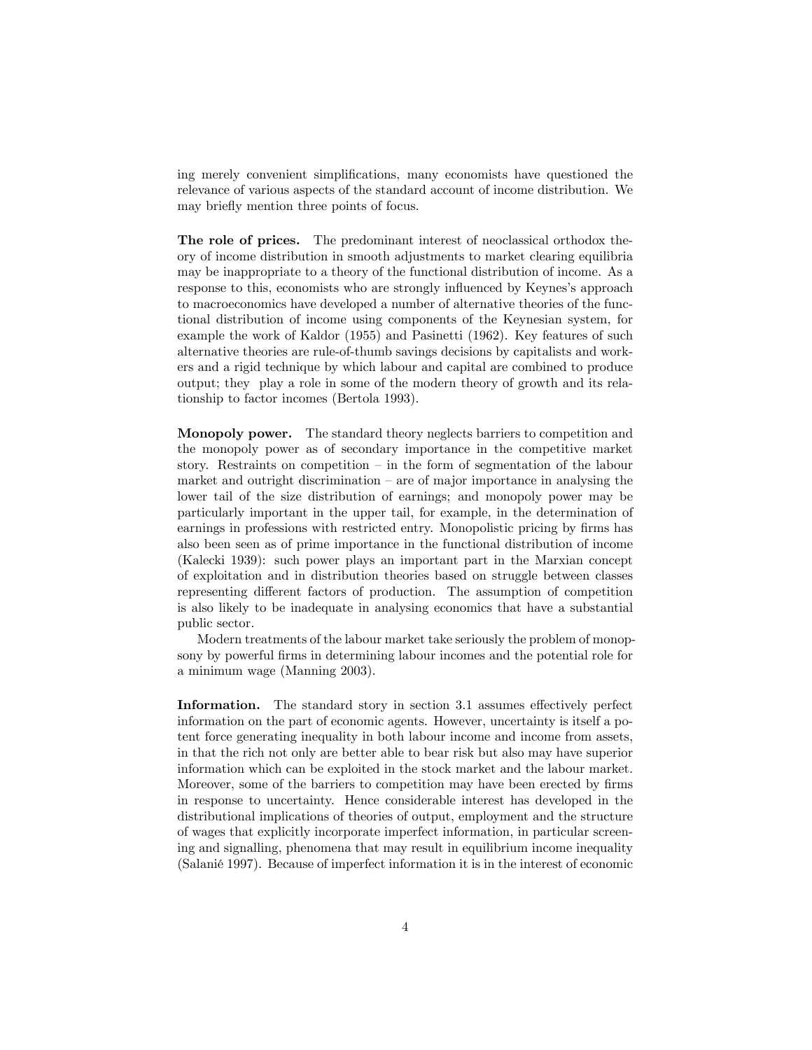ing merely convenient simplifications, many economists have questioned the relevance of various aspects of the standard account of income distribution. We may briefly mention three points of focus.

**The role of prices.** The predominant interest of neoclassical orthodox theory of income distribution in smooth adjustments to market clearing equilibria may be inappropriate to a theory of the functional distribution of income. As a response to this, economists who are strongly influenced by Keynes's approach to macroeconomics have developed a number of alternative theories of the functional distribution of income using components of the Keynesian system, for example the work of Kaldor (1955) and Pasinetti (1962). Key features of such alternative theories are rule-of-thumb savings decisions by capitalists and workers and a rigid technique by which labour and capital are combined to produce output; they play a role in some of the modern theory of growth and its relationship to factor incomes (Bertola 1993).

**Monopoly power.** The standard theory neglects barriers to competition and the monopoly power as of secondary importance in the competitive market story. Restraints on competition – in the form of segmentation of the labour market and outright discrimination – are of major importance in analysing the lower tail of the size distribution of earnings; and monopoly power may be particularly important in the upper tail, for example, in the determination of earnings in professions with restricted entry. Monopolistic pricing by firms has also been seen as of prime importance in the functional distribution of income (Kalecki 1939): such power plays an important part in the Marxian concept of exploitation and in distribution theories based on struggle between classes representing different factors of production. The assumption of competition is also likely to be inadequate in analysing economics that have a substantial public sector.

Modern treatments of the labour market take seriously the problem of monopsony by powerful firms in determining labour incomes and the potential role for a minimum wage (Manning 2003).

**Information.** The standard story in section 3.1 assumes effectively perfect information on the part of economic agents. However, uncertainty is itself a potent force generating inequality in both labour income and income from assets, in that the rich not only are better able to bear risk but also may have superior information which can be exploited in the stock market and the labour market. Moreover, some of the barriers to competition may have been erected by firms in response to uncertainty. Hence considerable interest has developed in the distributional implications of theories of output, employment and the structure of wages that explicitly incorporate imperfect information, in particular screening and signalling, phenomena that may result in equilibrium income inequality (Salanié 1997). Because of imperfect information it is in the interest of economic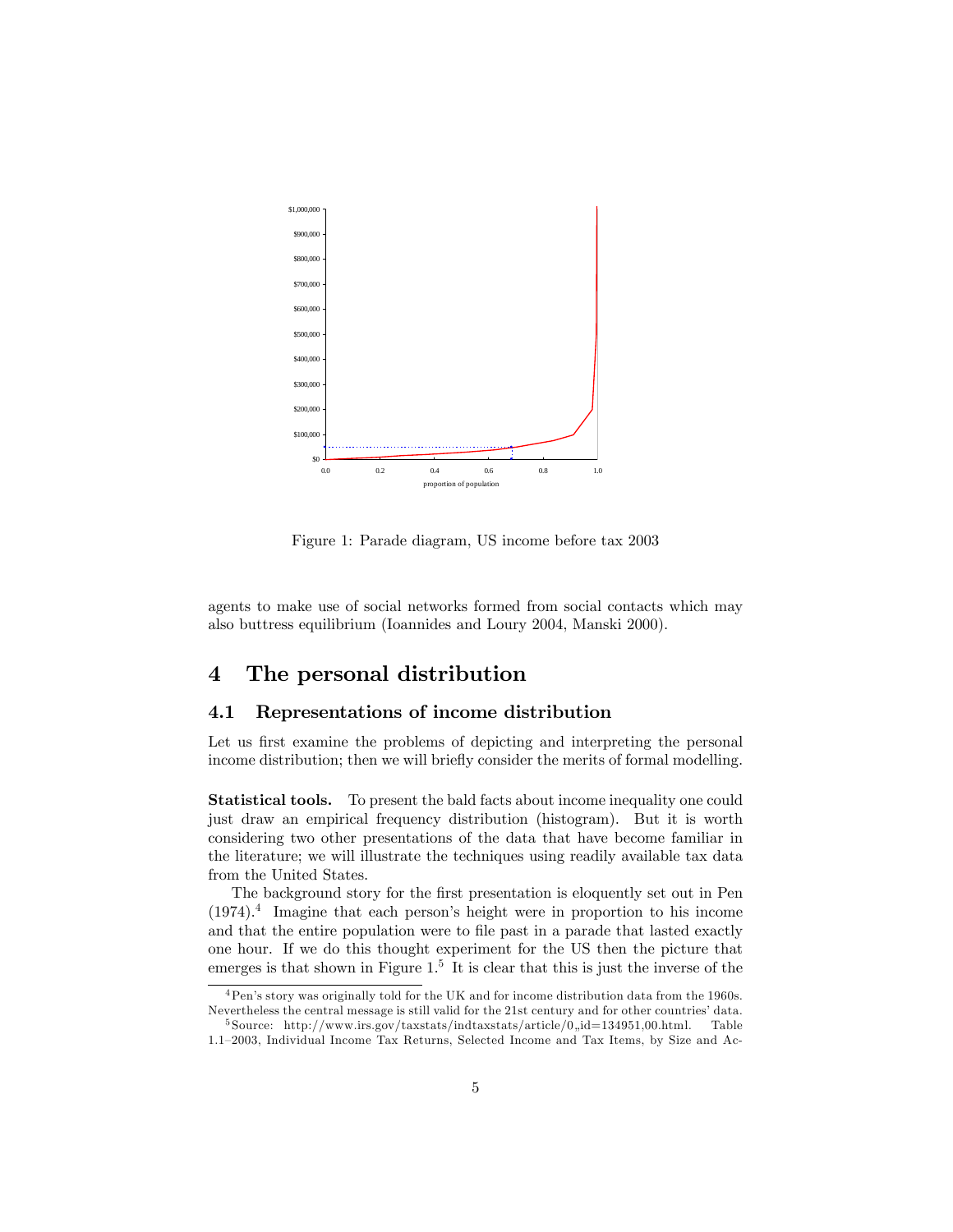Figure 1: Parade diagram, US income before tax 2003

agents to make use of social networks formed from social contacts which may also buttress equilibrium (Ioannides and Loury 2004, Manski 2000).

# 4 The personal distribution

## 4.1 Representations of income distribution

Let us first examine the problems of depicting and interpreting the personal income distribution; then we will briefly consider the merits of formal modelling.

**Statistical tools.** To present the bald facts about income inequality one could just draw an empirical frequency distribution (histogram). But it is worth considering two other presentations of the data that have become familiar in the literature; we will illustrate the techniques using readily available tax data from the United States.

The background story for the first presentation is eloquently set out in Pen (1974).[4] Imagine that each person's height were in proportion to his income and that the entire population were to file past in a parade that lasted exactly one hour. If we do this thought experiment for the US then the picture that emerges is that shown in Figure 1.[5] It is clear that this is just the inverse of the

[4] Pen's story was originally told for the UK and for income distribution data from the 1960s. Nevertheless the central message is still valid for the 21st century and for other countries' data.

[5] Source: http://www.irs.gov/taxstats/indtaxstats/article/0,,id=134951,00.html. Table 1.1–2003, Individual Income Tax Returns, Selected Income and Tax Items, by Size and Ac-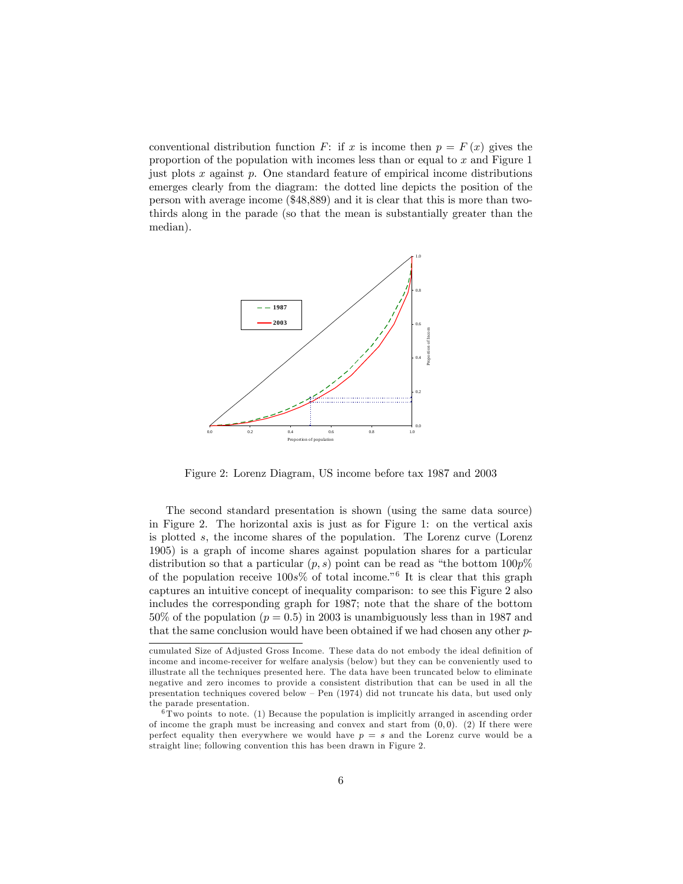conventional distribution function $F$: if $x$ is income then $p = F(x)$ gives the proportion of the population with incomes less than or equal to $x$ and Figure 1 just plots $x$ against $p$. One standard feature of empirical income distributions emerges clearly from the diagram: the dotted line depicts the position of the person with average income ($48,889) and it is clear that this is more than two-thirds along in the parade (so that the mean is substantially greater than the median).

Figure 2: Lorenz Diagram, US income before tax 1987 and 2003

The second standard presentation is shown (using the same data source) in Figure 2. The horizontal axis is just as for Figure 1: on the vertical axis is plotted $s$, the income shares of the population. The Lorenz curve (Lorenz 1905) is a graph of income shares against population shares for a particular distribution so that a particular $(p, s)$ point can be read as "the bottom $100p$% of the population receive $100s$% of total income."[6] It is clear that this graph captures an intuitive concept of inequality comparison: to see this Figure 2 also includes the corresponding graph for 1987; note that the share of the bottom 50% of the population ($p = 0.5$) in 2003 is unambiguously less than in 1987 and that the same conclusion would have been obtained if we had chosen any other $p$-

---

cumulated Size of Adjusted Gross Income. These data do not embody the ideal definition of income and income-receiver for welfare analysis (below) but they can be conveniently used to illustrate all the techniques presented here. The data have been truncated below to eliminate negative and zero incomes to provide a consistent distribution that can be used in all the presentation techniques covered below – Pen (1974) did not truncate his data, but used only the parade presentation.

[6] Two points to note. (1) Because the population is implicitly arranged in ascending order of income the graph must be increasing and convex and start from $(0, 0)$. (2) If there were perfect equality then everywhere we would have $p = s$ and the Lorenz curve would be a straight line; following convention this has been drawn in Figure 2.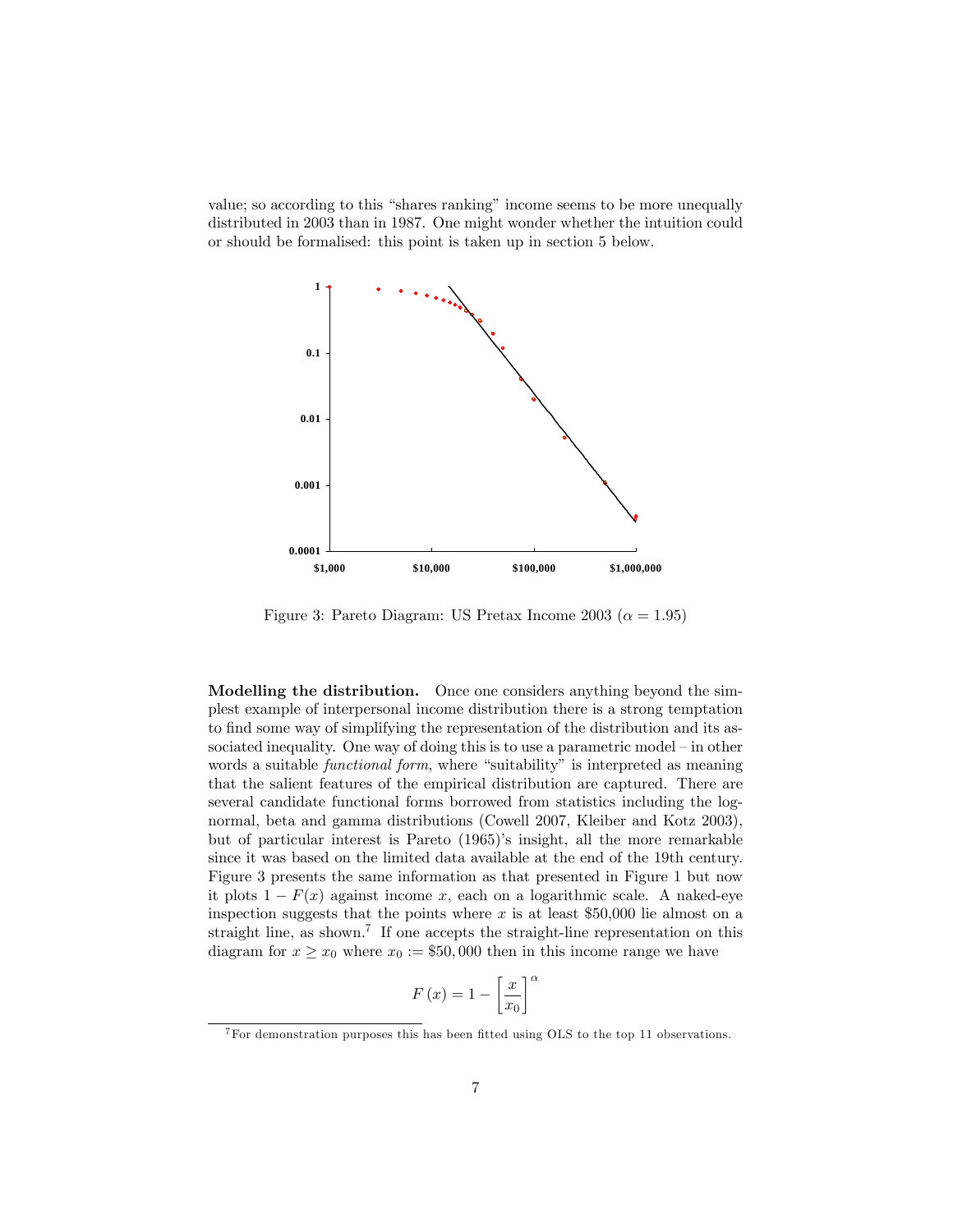value; so according to this "shares ranking" income seems to be more unequally distributed in 2003 than in 1987. One might wonder whether the intuition could or should be formalised: this point is taken up in section 5 below.

Figure 3: Pareto Diagram: US Pretax Income 2003 ($\alpha = 1.95$)

**Modelling the distribution.** Once one considers anything beyond the simplest example of interpersonal income distribution there is a strong temptation to find some way of simplifying the representation of the distribution and its associated inequality. One way of doing this is to use a parametric model – in other words a suitable *functional form*, where "suitability" is interpreted as meaning that the salient features of the empirical distribution are captured. There are several candidate functional forms borrowed from statistics including the lognormal, beta and gamma distributions (Cowell 2007, Kleiber and Kotz 2003), but of particular interest is Pareto (1965)'s insight, all the more remarkable since it was based on the limited data available at the end of the 19th century. Figure 3 presents the same information as that presented in Figure 1 but now it plots $1 - F(x)$ against income $x$, each on a logarithmic scale. A naked-eye inspection suggests that the points where $x$ is at least \$50,000 lie almost on a straight line, as shown.[7] If one accepts the straight-line representation on this diagram for $x \geq x_0$ where $x_0 := \$50,000$ then in this income range we have

$$F(x) = 1 - \left[\frac{x}{x_0}\right]^{\alpha}$$

[7] For demonstration purposes this has been fitted using OLS to the top 11 observations.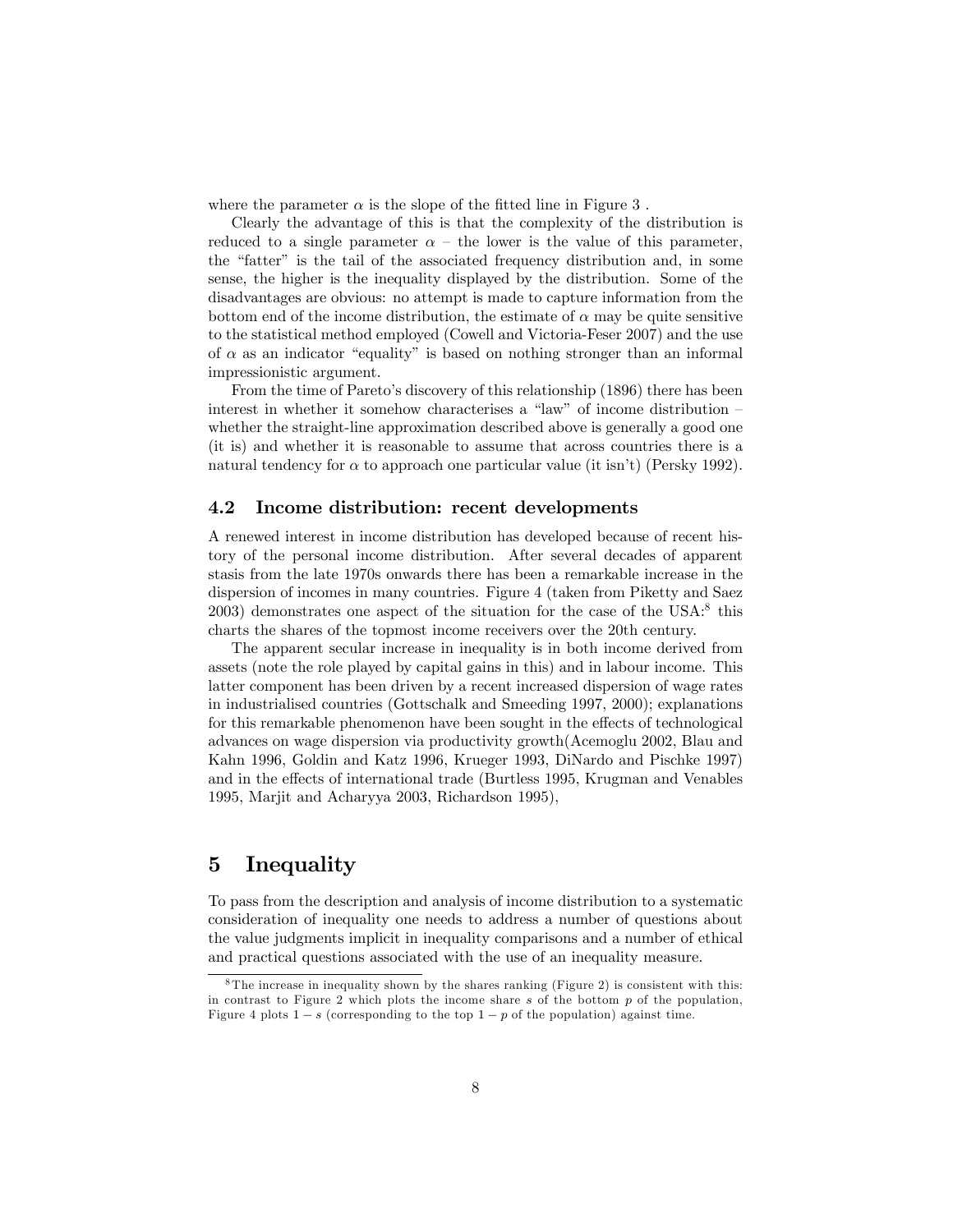where the parameter $\alpha$ is the slope of the fitted line in Figure 3 .

Clearly the advantage of this is that the complexity of the distribution is reduced to a single parameter $\alpha$ – the lower is the value of this parameter, the "fatter" is the tail of the associated frequency distribution and, in some sense, the higher is the inequality displayed by the distribution. Some of the disadvantages are obvious: no attempt is made to capture information from the bottom end of the income distribution, the estimate of $\alpha$ may be quite sensitive to the statistical method employed (Cowell and Victoria-Feser 2007) and the use of $\alpha$ as an indicator "equality" is based on nothing stronger than an informal impressionistic argument.

From the time of Pareto's discovery of this relationship (1896) there has been interest in whether it somehow characterises a "law" of income distribution – whether the straight-line approximation described above is generally a good one (it is) and whether it is reasonable to assume that across countries there is a natural tendency for $\alpha$ to approach one particular value (it isn't) (Persky 1992).

### 4.2 Income distribution: recent developments

A renewed interest in income distribution has developed because of recent history of the personal income distribution. After several decades of apparent stasis from the late 1970s onwards there has been a remarkable increase in the dispersion of incomes in many countries. Figure 4 (taken from Piketty and Saez 2003) demonstrates one aspect of the situation for the case of the USA:[8] this charts the shares of the topmost income receivers over the 20th century.

The apparent secular increase in inequality is in both income derived from assets (note the role played by capital gains in this) and in labour income. This latter component has been driven by a recent increased dispersion of wage rates in industrialised countries (Gottschalk and Smeeding 1997, 2000); explanations for this remarkable phenomenon have been sought in the effects of technological advances on wage dispersion via productivity growth(Acemoglu 2002, Blau and Kahn 1996, Goldin and Katz 1996, Krueger 1993, DiNardo and Pischke 1997) and in the effects of international trade (Burtless 1995, Krugman and Venables 1995, Marjit and Acharyya 2003, Richardson 1995),

## 5 Inequality

To pass from the description and analysis of income distribution to a systematic consideration of inequality one needs to address a number of questions about the value judgments implicit in inequality comparisons and a number of ethical and practical questions associated with the use of an inequality measure.

[8] The increase in inequality shown by the shares ranking (Figure 2) is consistent with this: in contrast to Figure 2 which plots the income share $s$ of the bottom $p$ of the population, Figure 4 plots $1-s$ (corresponding to the top $1-p$ of the population) against time.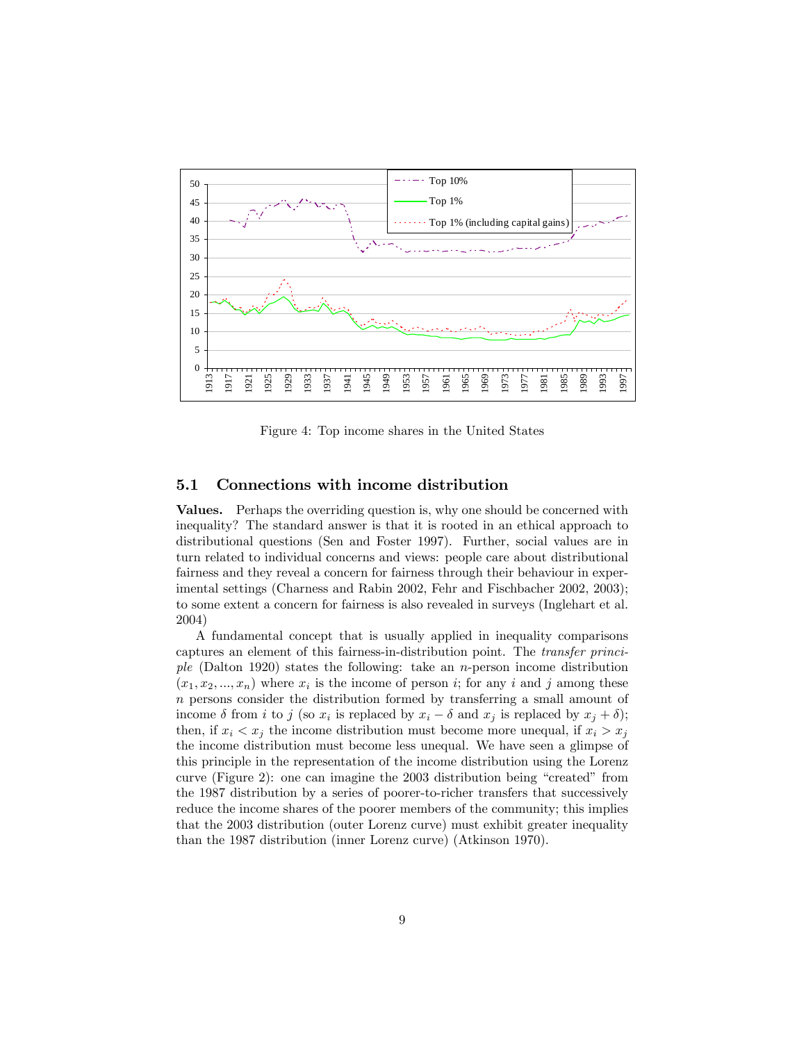Figure 4: Top income shares in the United States

## 5.1 Connections with income distribution

**Values.** Perhaps the overriding question is, why one should be concerned with inequality? The standard answer is that it is rooted in an ethical approach to distributional questions (Sen and Foster 1997). Further, social values are in turn related to individual concerns and views: people care about distributional fairness and they reveal a concern for fairness through their behaviour in experimental settings (Charness and Rabin 2002, Fehr and Fischbacher 2002, 2003); to some extent a concern for fairness is also revealed in surveys (Inglehart et al. 2004)

A fundamental concept that is usually applied in inequality comparisons captures an element of this fairness-in-distribution point. The *transfer principle* (Dalton 1920) states the following: take an $n$-person income distribution $(x_1, x_2, ..., x_n)$ where $x_i$ is the income of person $i$; for any $i$ and $j$ among these $n$ persons consider the distribution formed by transferring a small amount of income $\delta$ from $i$ to $j$ (so $x_i$ is replaced by $x_i - \delta$ and $x_j$ is replaced by $x_j + \delta$); then, if $x_i < x_j$ the income distribution must become more unequal, if $x_i > x_j$ the income distribution must become less unequal. We have seen a glimpse of this principle in the representation of the income distribution using the Lorenz curve (Figure 2): one can imagine the 2003 distribution being "created" from the 1987 distribution by a series of poorer-to-richer transfers that successively reduce the income shares of the poorer members of the community; this implies that the 2003 distribution (outer Lorenz curve) must exhibit greater inequality than the 1987 distribution (inner Lorenz curve) (Atkinson 1970).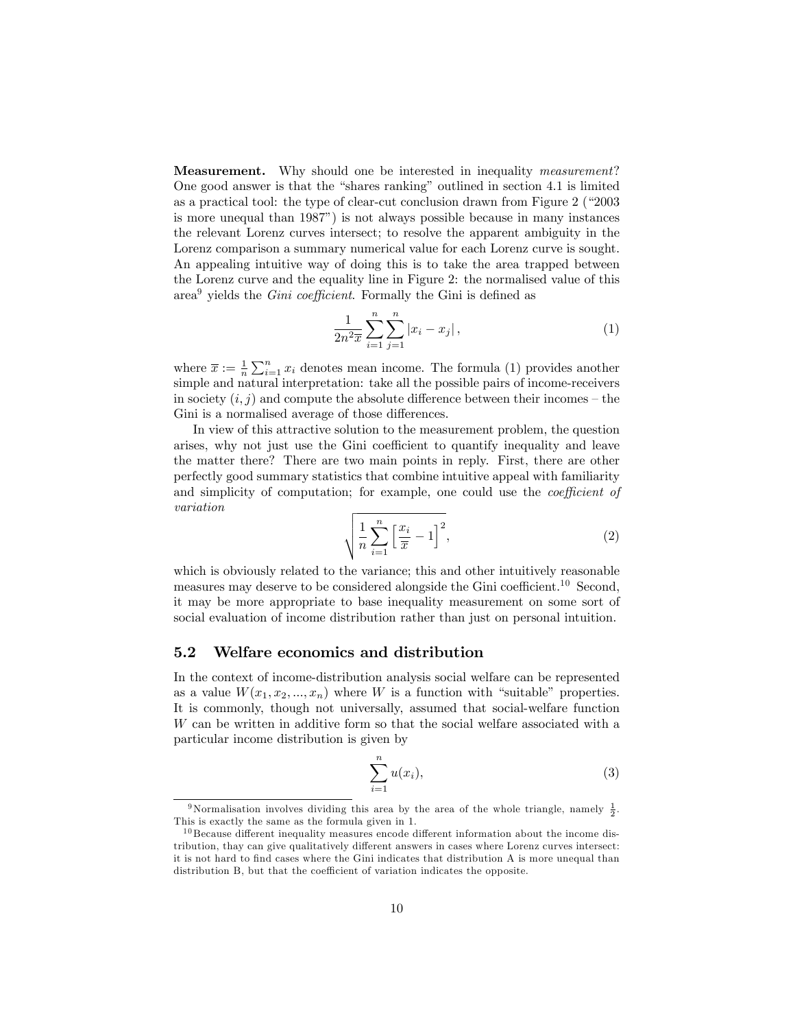**Measurement.** Why should one be interested in inequality *measurement*? One good answer is that the "shares ranking" outlined in section 4.1 is limited as a practical tool: the type of clear-cut conclusion drawn from Figure 2 ("2003 is more unequal than 1987") is not always possible because in many instances the relevant Lorenz curves intersect; to resolve the apparent ambiguity in the Lorenz comparison a summary numerical value for each Lorenz curve is sought. An appealing intuitive way of doing this is to take the area trapped between the Lorenz curve and the equality line in Figure 2: the normalised value of this area[9] yields the *Gini coefficient*. Formally the Gini is defined as

$$\frac{1}{2n^2\overline{x}}\sum_{i=1}^{n}\sum_{j=1}^{n}|x_i - x_j|, \tag{1}$$

where $\overline{x} := \frac{1}{n}\sum_{i=1}^{n} x_i$ denotes mean income. The formula (1) provides another simple and natural interpretation: take all the possible pairs of income-receivers in society $(i, j)$ and compute the absolute difference between their incomes – the Gini is a normalised average of those differences.

In view of this attractive solution to the measurement problem, the question arises, why not just use the Gini coefficient to quantify inequality and leave the matter there? There are two main points in reply. First, there are other perfectly good summary statistics that combine intuitive appeal with familiarity and simplicity of computation; for example, one could use the *coefficient of variation*

$$\sqrt{\frac{1}{n}\sum_{i=1}^{n}\left[\frac{x_i}{\overline{x}} - 1\right]^2}, \tag{2}$$

which is obviously related to the variance; this and other intuitively reasonable measures may deserve to be considered alongside the Gini coefficient.[10] Second, it may be more appropriate to base inequality measurement on some sort of social evaluation of income distribution rather than just on personal intuition.

## 5.2 Welfare economics and distribution

In the context of income-distribution analysis social welfare can be represented as a value $W(x_1, x_2, ..., x_n)$ where $W$ is a function with "suitable" properties. It is commonly, though not universally, assumed that social-welfare function $W$ can be written in additive form so that the social welfare associated with a particular income distribution is given by

$$\sum_{i=1}^{n} u(x_i), \tag{3}$$

[9] Normalisation involves dividing this area by the area of the whole triangle, namely $\frac{1}{2}$. This is exactly the same as the formula given in 1.

[10] Because different inequality measures encode different information about the income distribution, thay can give qualitatively different answers in cases where Lorenz curves intersect: it is not hard to find cases where the Gini indicates that distribution A is more unequal than distribution B, but that the coefficient of variation indicates the opposite.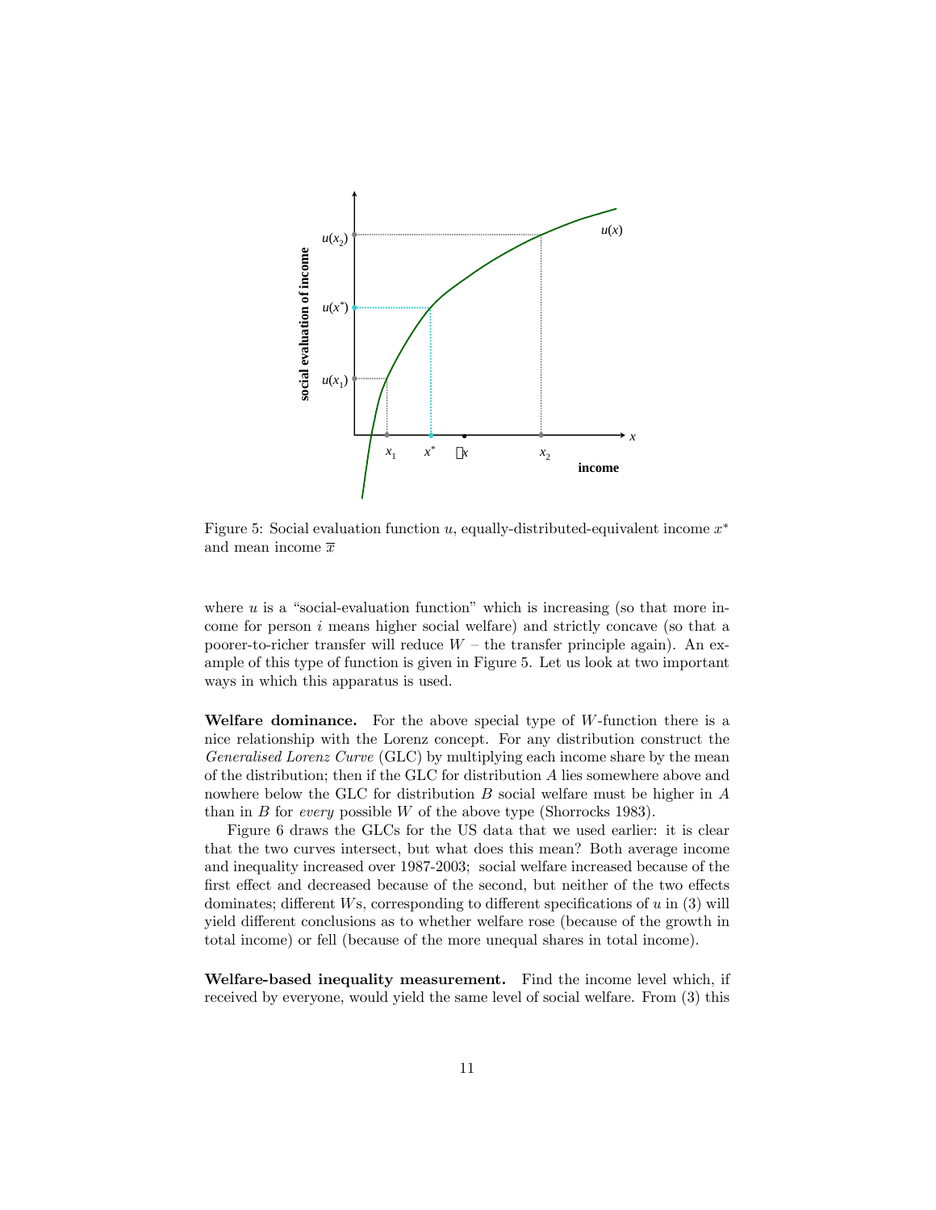Figure 5: Social evaluation function $u$, equally-distributed-equivalent income $x^*$ and mean income $\overline{x}$

where $u$ is a "social-evaluation function" which is increasing (so that more income for person $i$ means higher social welfare) and strictly concave (so that a poorer-to-richer transfer will reduce $W$ – the transfer principle again). An example of this type of function is given in Figure 5. Let us look at two important ways in which this apparatus is used.

**Welfare dominance.** For the above special type of $W$-function there is a nice relationship with the Lorenz concept. For any distribution construct the *Generalised Lorenz Curve* (GLC) by multiplying each income share by the mean of the distribution; then if the GLC for distribution $A$ lies somewhere above and nowhere below the GLC for distribution $B$ social welfare must be higher in $A$ than in $B$ for *every* possible $W$ of the above type (Shorrocks 1983).

Figure 6 draws the GLCs for the US data that we used earlier: it is clear that the two curves intersect, but what does this mean? Both average income and inequality increased over 1987-2003; social welfare increased because of the first effect and decreased because of the second, but neither of the two effects dominates; different $W$s, corresponding to different specifications of $u$ in (3) will yield different conclusions as to whether welfare rose (because of the growth in total income) or fell (because of the more unequal shares in total income).

**Welfare-based inequality measurement.** Find the income level which, if received by everyone, would yield the same level of social welfare. From (3) this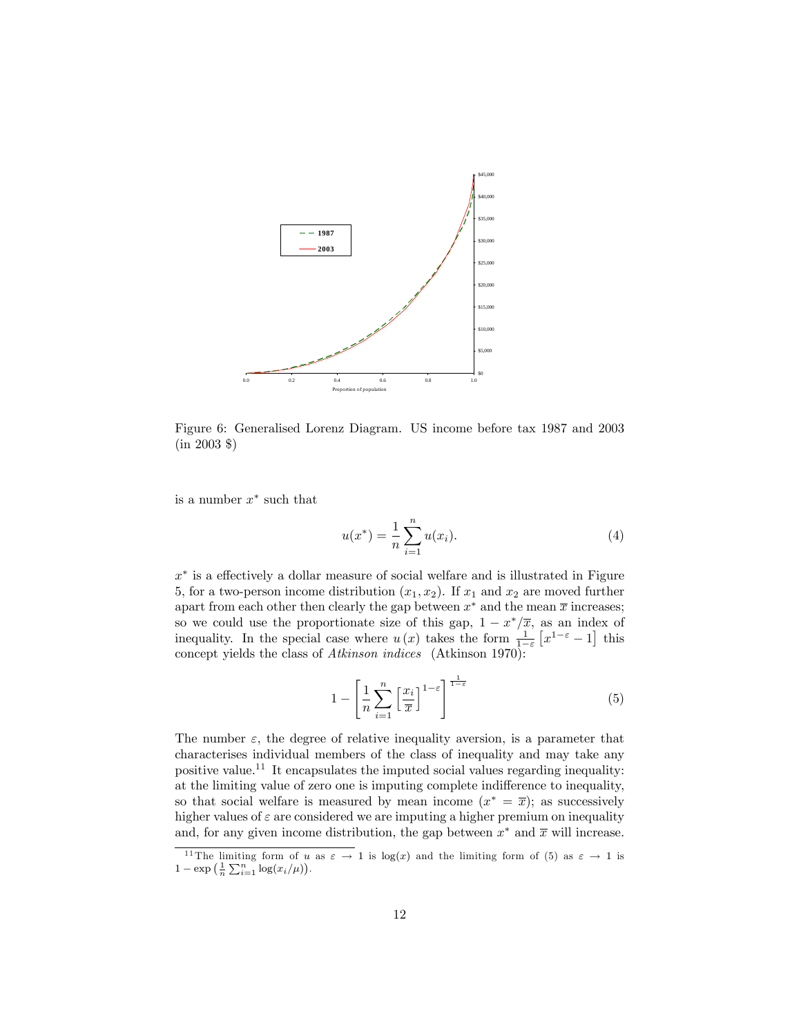Figure 6: Generalised Lorenz Diagram. US income before tax 1987 and 2003 (in 2003 $)

is a number $x^*$ such that

$$u(x^*) = \frac{1}{n}\sum_{i=1}^{n} u(x_i). \tag{4}$$

$x^*$ is a effectively a dollar measure of social welfare and is illustrated in Figure 5, for a two-person income distribution $(x_1, x_2)$. If $x_1$ and $x_2$ are moved further apart from each other then clearly the gap between $x^*$ and the mean $\overline{x}$ increases; so we could use the proportionate size of this gap, $1 - x^*/\overline{x}$, as an index of inequality. In the special case where $u(x)$ takes the form $\frac{1}{1-\varepsilon}\left[x^{1-\varepsilon} - 1\right]$ this concept yields the class of *Atkinson indices* (Atkinson 1970):

$$1 - \left[\frac{1}{n}\sum_{i=1}^{n}\left[\frac{x_i}{\overline{x}}\right]^{1-\varepsilon}\right]^{\frac{1}{1-\varepsilon}} \tag{5}$$

The number $\varepsilon$, the degree of relative inequality aversion, is a parameter that characterises individual members of the class of inequality and may take any positive value.[11] It encapsulates the imputed social values regarding inequality: at the limiting value of zero one is imputing complete indifference to inequality, so that social welfare is measured by mean income ($x^* = \overline{x}$); as successively higher values of $\varepsilon$ are considered we are imputing a higher premium on inequality and, for any given income distribution, the gap between $x^*$ and $\overline{x}$ will increase.

[11] The limiting form of $u$ as $\varepsilon \to 1$ is $\log(x)$ and the limiting form of (5) as $\varepsilon \to 1$ is $1 - \exp\left(\frac{1}{n}\sum_{i=1}^{n}\log(x_i/\mu)\right)$.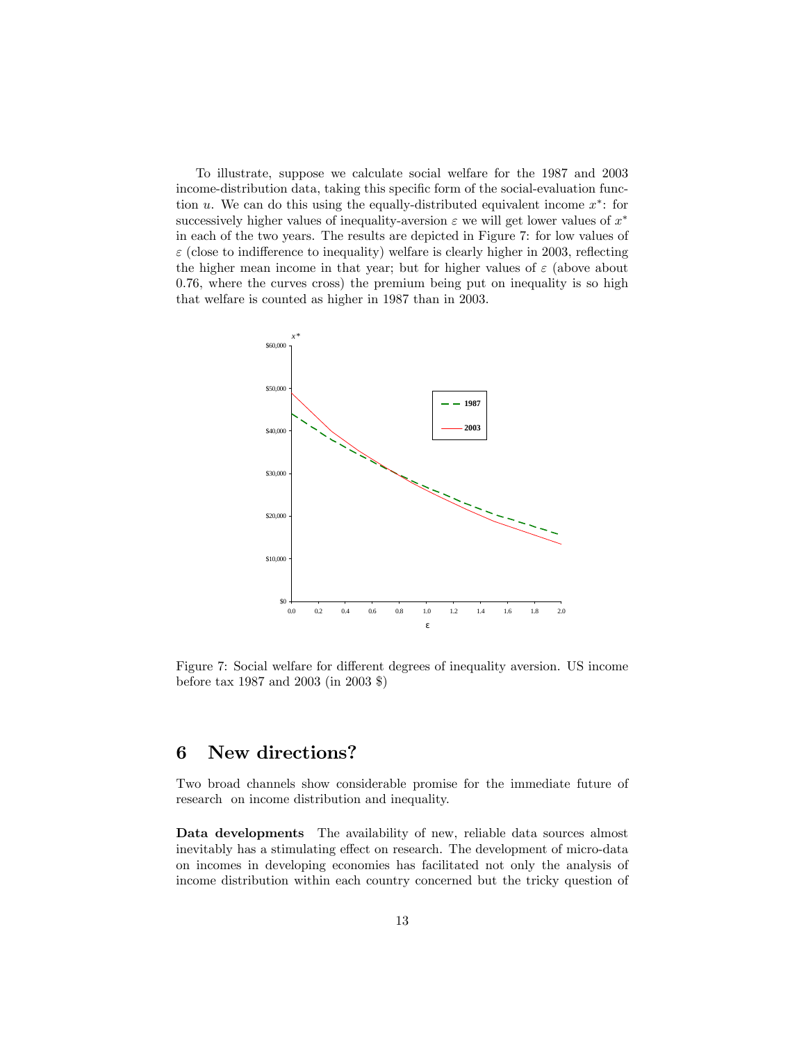To illustrate, suppose we calculate social welfare for the 1987 and 2003 income-distribution data, taking this specific form of the social-evaluation function $u$. We can do this using the equally-distributed equivalent income $x^*$: for successively higher values of inequality-aversion $\varepsilon$ we will get lower values of $x^*$ in each of the two years. The results are depicted in Figure 7: for low values of $\varepsilon$ (close to indifference to inequality) welfare is clearly higher in 2003, reflecting the higher mean income in that year; but for higher values of $\varepsilon$ (above about 0.76, where the curves cross) the premium being put on inequality is so high that welfare is counted as higher in 1987 than in 2003.

Figure 7: Social welfare for different degrees of inequality aversion. US income before tax 1987 and 2003 (in 2003 $)

## 6 New directions?

Two broad channels show considerable promise for the immediate future of research on income distribution and inequality.

**Data developments** The availability of new, reliable data sources almost inevitably has a stimulating effect on research. The development of micro-data on incomes in developing economies has facilitated not only the analysis of income distribution within each country concerned but the tricky question of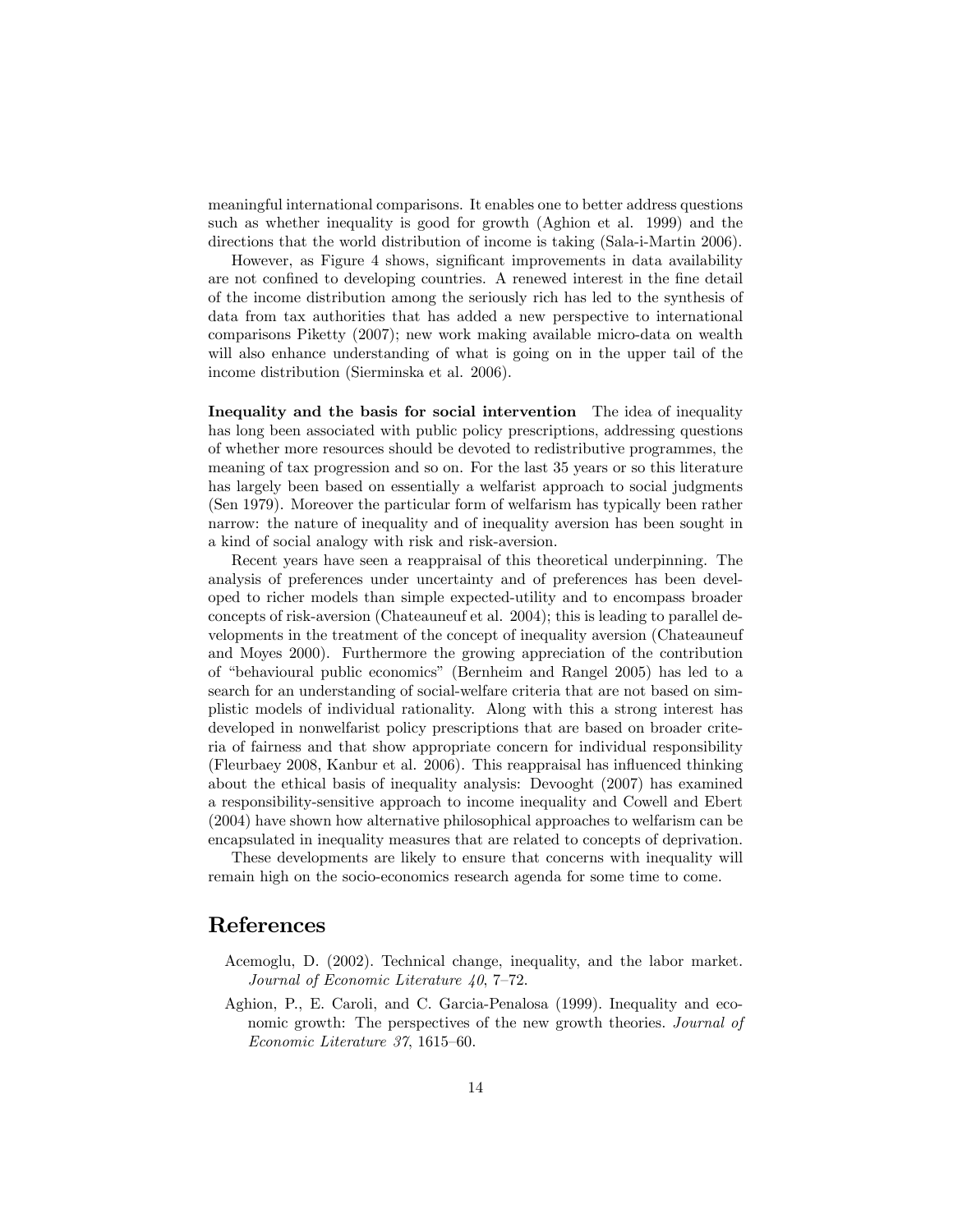meaningful international comparisons. It enables one to better address questions such as whether inequality is good for growth (Aghion et al. 1999) and the directions that the world distribution of income is taking (Sala-i-Martin 2006).

However, as Figure 4 shows, significant improvements in data availability are not confined to developing countries. A renewed interest in the fine detail of the income distribution among the seriously rich has led to the synthesis of data from tax authorities that has added a new perspective to international comparisons Piketty (2007); new work making available micro-data on wealth will also enhance understanding of what is going on in the upper tail of the income distribution (Sierminska et al. 2006).

**Inequality and the basis for social intervention** The idea of inequality has long been associated with public policy prescriptions, addressing questions of whether more resources should be devoted to redistributive programmes, the meaning of tax progression and so on. For the last 35 years or so this literature has largely been based on essentially a welfarist approach to social judgments (Sen 1979). Moreover the particular form of welfarism has typically been rather narrow: the nature of inequality and of inequality aversion has been sought in a kind of social analogy with risk and risk-aversion.

Recent years have seen a reappraisal of this theoretical underpinning. The analysis of preferences under uncertainty and of preferences has been developed to richer models than simple expected-utility and to encompass broader concepts of risk-aversion (Chateauneuf et al. 2004); this is leading to parallel developments in the treatment of the concept of inequality aversion (Chateauneuf and Moyes 2000). Furthermore the growing appreciation of the contribution of "behavioural public economics" (Bernheim and Rangel 2005) has led to a search for an understanding of social-welfare criteria that are not based on simplistic models of individual rationality. Along with this a strong interest has developed in nonwelfarist policy prescriptions that are based on broader criteria of fairness and that show appropriate concern for individual responsibility (Fleurbaey 2008, Kanbur et al. 2006). This reappraisal has influenced thinking about the ethical basis of inequality analysis: Devooght (2007) has examined a responsibility-sensitive approach to income inequality and Cowell and Ebert (2004) have shown how alternative philosophical approaches to welfarism can be encapsulated in inequality measures that are related to concepts of deprivation.

These developments are likely to ensure that concerns with inequality will remain high on the socio-economics research agenda for some time to come.

# References

Acemoglu, D. (2002). Technical change, inequality, and the labor market. *Journal of Economic Literature 40*, 7–72.

Aghion, P., E. Caroli, and C. Garcia-Penalosa (1999). Inequality and economic growth: The perspectives of the new growth theories. *Journal of Economic Literature 37*, 1615–60.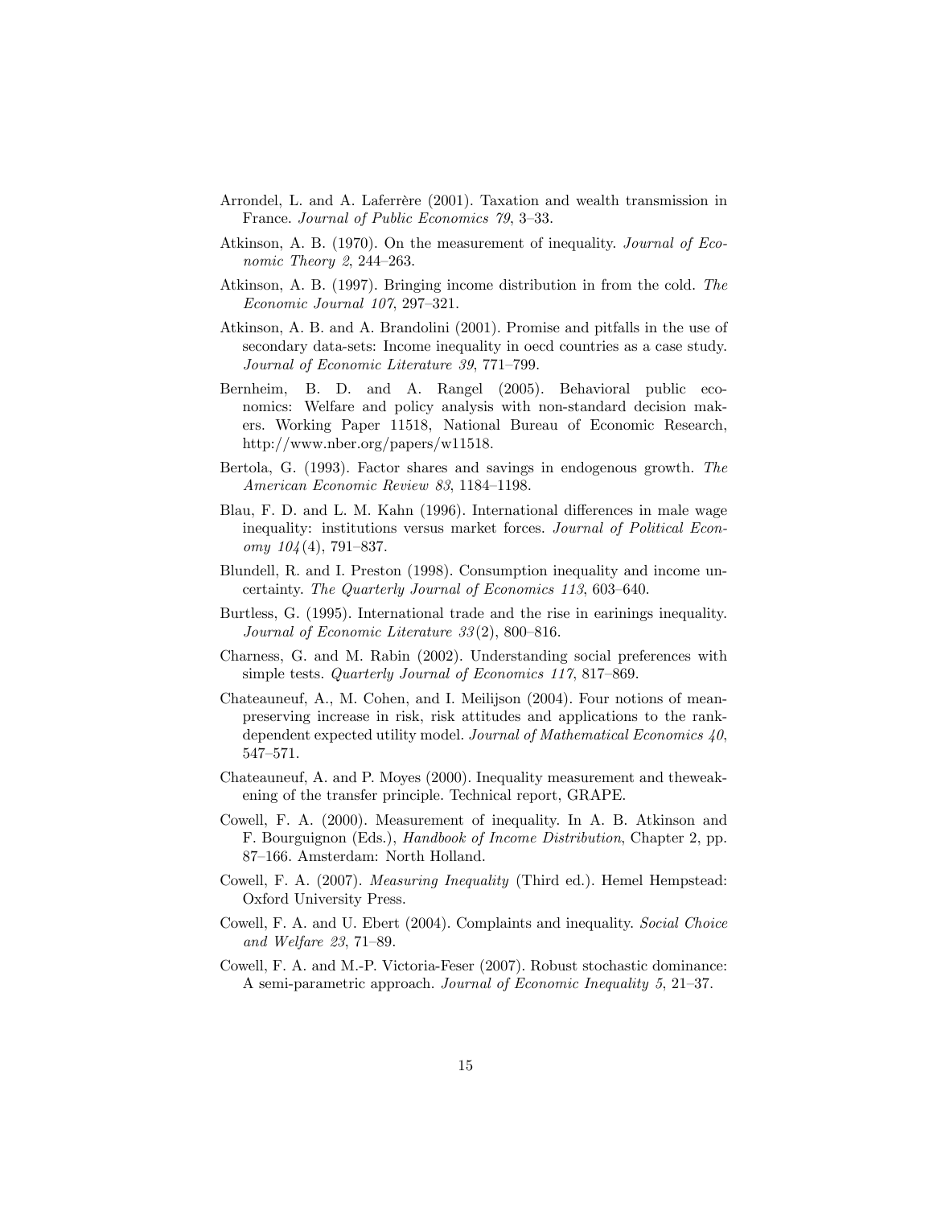Arrondel, L. and A. Laferrère (2001). Taxation and wealth transmission in France. *Journal of Public Economics 79*, 3–33.

Atkinson, A. B. (1970). On the measurement of inequality. *Journal of Economic Theory 2*, 244–263.

Atkinson, A. B. (1997). Bringing income distribution in from the cold. *The Economic Journal 107*, 297–321.

Atkinson, A. B. and A. Brandolini (2001). Promise and pitfalls in the use of secondary data-sets: Income inequality in oecd countries as a case study. *Journal of Economic Literature 39*, 771–799.

Bernheim, B. D. and A. Rangel (2005). Behavioral public economics: Welfare and policy analysis with non-standard decision makers. Working Paper 11518, National Bureau of Economic Research, http://www.nber.org/papers/w11518.

Bertola, G. (1993). Factor shares and savings in endogenous growth. *The American Economic Review 83*, 1184–1198.

Blau, F. D. and L. M. Kahn (1996). International differences in male wage inequality: institutions versus market forces. *Journal of Political Economy 104*(4), 791–837.

Blundell, R. and I. Preston (1998). Consumption inequality and income uncertainty. *The Quarterly Journal of Economics 113*, 603–640.

Burtless, G. (1995). International trade and the rise in earinings inequality. *Journal of Economic Literature 33*(2), 800–816.

Charness, G. and M. Rabin (2002). Understanding social preferences with simple tests. *Quarterly Journal of Economics 117*, 817–869.

Chateauneuf, A., M. Cohen, and I. Meilijson (2004). Four notions of mean-preserving increase in risk, risk attitudes and applications to the rank-dependent expected utility model. *Journal of Mathematical Economics 40*, 547–571.

Chateauneuf, A. and P. Moyes (2000). Inequality measurement and theweakening of the transfer principle. Technical report, GRAPE.

Cowell, F. A. (2000). Measurement of inequality. In A. B. Atkinson and F. Bourguignon (Eds.), *Handbook of Income Distribution*, Chapter 2, pp. 87–166. Amsterdam: North Holland.

Cowell, F. A. (2007). *Measuring Inequality* (Third ed.). Hemel Hempstead: Oxford University Press.

Cowell, F. A. and U. Ebert (2004). Complaints and inequality. *Social Choice and Welfare 23*, 71–89.

Cowell, F. A. and M.-P. Victoria-Feser (2007). Robust stochastic dominance: A semi-parametric approach. *Journal of Economic Inequality 5*, 21–37.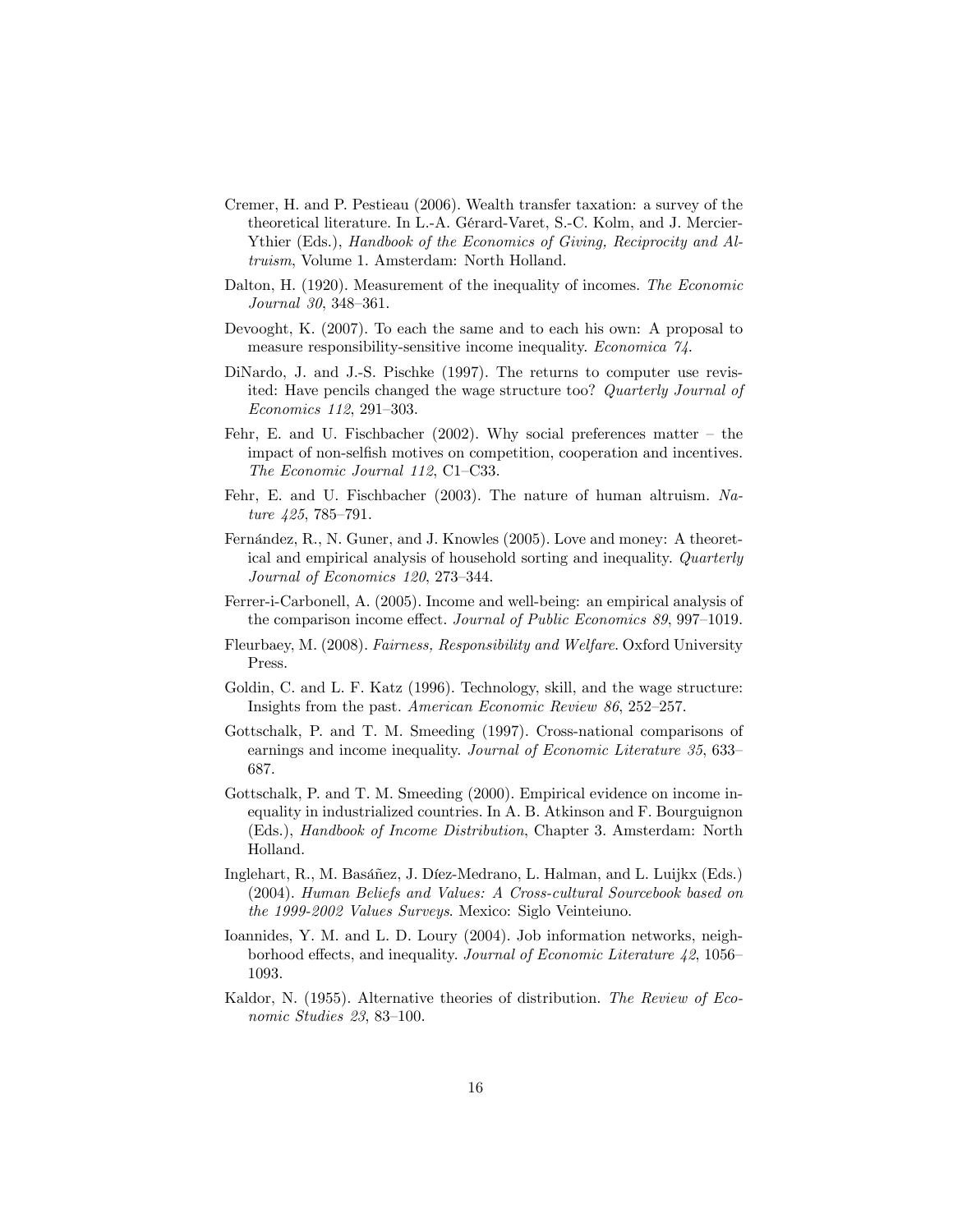Cremer, H. and P. Pestieau (2006). Wealth transfer taxation: a survey of the theoretical literature. In L.-A. Gérard-Varet, S.-C. Kolm, and J. Mercier-Ythier (Eds.), *Handbook of the Economics of Giving, Reciprocity and Altruism*, Volume 1. Amsterdam: North Holland.

Dalton, H. (1920). Measurement of the inequality of incomes. *The Economic Journal 30*, 348–361.

Devooght, K. (2007). To each the same and to each his own: A proposal to measure responsibility-sensitive income inequality. *Economica 74*.

DiNardo, J. and J.-S. Pischke (1997). The returns to computer use revisited: Have pencils changed the wage structure too? *Quarterly Journal of Economics 112*, 291–303.

Fehr, E. and U. Fischbacher (2002). Why social preferences matter – the impact of non-selfish motives on competition, cooperation and incentives. *The Economic Journal 112*, C1–C33.

Fehr, E. and U. Fischbacher (2003). The nature of human altruism. *Nature 425*, 785–791.

Fernández, R., N. Guner, and J. Knowles (2005). Love and money: A theoretical and empirical analysis of household sorting and inequality. *Quarterly Journal of Economics 120*, 273–344.

Ferrer-i-Carbonell, A. (2005). Income and well-being: an empirical analysis of the comparison income effect. *Journal of Public Economics 89*, 997–1019.

Fleurbaey, M. (2008). *Fairness, Responsibility and Welfare*. Oxford University Press.

Goldin, C. and L. F. Katz (1996). Technology, skill, and the wage structure: Insights from the past. *American Economic Review 86*, 252–257.

Gottschalk, P. and T. M. Smeeding (1997). Cross-national comparisons of earnings and income inequality. *Journal of Economic Literature 35*, 633–687.

Gottschalk, P. and T. M. Smeeding (2000). Empirical evidence on income inequality in industrialized countries. In A. B. Atkinson and F. Bourguignon (Eds.), *Handbook of Income Distribution*, Chapter 3. Amsterdam: North Holland.

Inglehart, R., M. Basáñez, J. Díez-Medrano, L. Halman, and L. Luijkx (Eds.) (2004). *Human Beliefs and Values: A Cross-cultural Sourcebook based on the 1999-2002 Values Surveys*. Mexico: Siglo Veinteiuno.

Ioannides, Y. M. and L. D. Loury (2004). Job information networks, neighborhood effects, and inequality. *Journal of Economic Literature 42*, 1056–1093.

Kaldor, N. (1955). Alternative theories of distribution. *The Review of Economic Studies 23*, 83–100.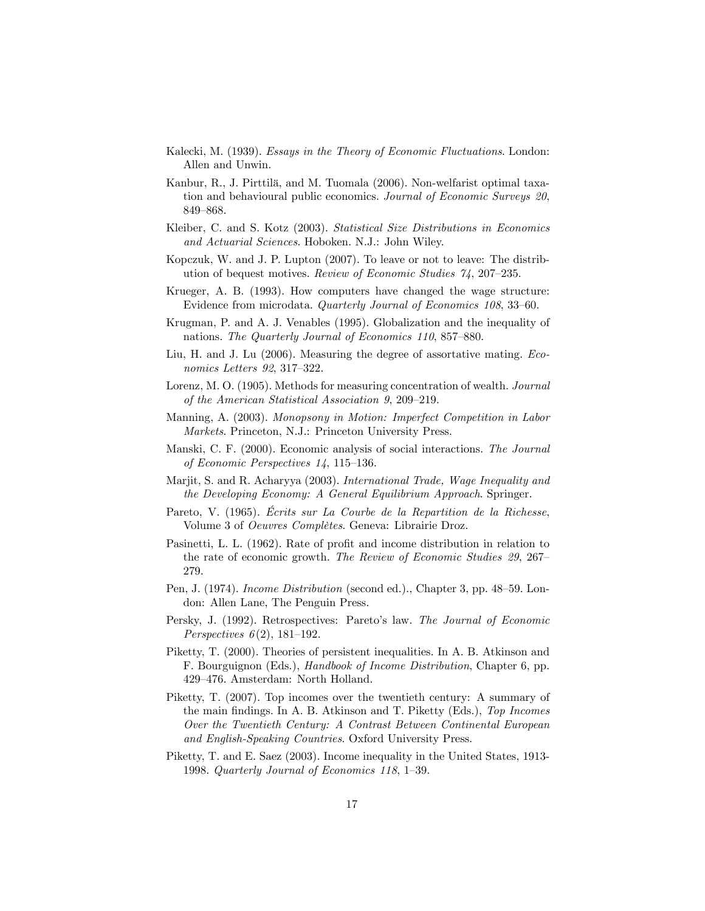Kalecki, M. (1939). *Essays in the Theory of Economic Fluctuations*. London: Allen and Unwin.

Kanbur, R., J. Pirttilä, and M. Tuomala (2006). Non-welfarist optimal taxation and behavioural public economics. *Journal of Economic Surveys 20*, 849–868.

Kleiber, C. and S. Kotz (2003). *Statistical Size Distributions in Economics and Actuarial Sciences*. Hoboken. N.J.: John Wiley.

Kopczuk, W. and J. P. Lupton (2007). To leave or not to leave: The distribution of bequest motives. *Review of Economic Studies 74*, 207–235.

Krueger, A. B. (1993). How computers have changed the wage structure: Evidence from microdata. *Quarterly Journal of Economics 108*, 33–60.

Krugman, P. and A. J. Venables (1995). Globalization and the inequality of nations. *The Quarterly Journal of Economics 110*, 857–880.

Liu, H. and J. Lu (2006). Measuring the degree of assortative mating. *Economics Letters 92*, 317–322.

Lorenz, M. O. (1905). Methods for measuring concentration of wealth. *Journal of the American Statistical Association 9*, 209–219.

Manning, A. (2003). *Monopsony in Motion: Imperfect Competition in Labor Markets*. Princeton, N.J.: Princeton University Press.

Manski, C. F. (2000). Economic analysis of social interactions. *The Journal of Economic Perspectives 14*, 115–136.

Marjit, S. and R. Acharyya (2003). *International Trade, Wage Inequality and the Developing Economy: A General Equilibrium Approach*. Springer.

Pareto, V. (1965). *Écrits sur La Courbe de la Repartition de la Richesse*, Volume 3 of *Oeuvres Complètes*. Geneva: Librairie Droz.

Pasinetti, L. L. (1962). Rate of profit and income distribution in relation to the rate of economic growth. *The Review of Economic Studies 29*, 267–279.

Pen, J. (1974). *Income Distribution* (second ed.)., Chapter 3, pp. 48–59. London: Allen Lane, The Penguin Press.

Persky, J. (1992). Retrospectives: Pareto's law. *The Journal of Economic Perspectives 6*(2), 181–192.

Piketty, T. (2000). Theories of persistent inequalities. In A. B. Atkinson and F. Bourguignon (Eds.), *Handbook of Income Distribution*, Chapter 6, pp. 429–476. Amsterdam: North Holland.

Piketty, T. (2007). Top incomes over the twentieth century: A summary of the main findings. In A. B. Atkinson and T. Piketty (Eds.), *Top Incomes Over the Twentieth Century: A Contrast Between Continental European and English-Speaking Countries*. Oxford University Press.

Piketty, T. and E. Saez (2003). Income inequality in the United States, 1913-1998. *Quarterly Journal of Economics 118*, 1–39.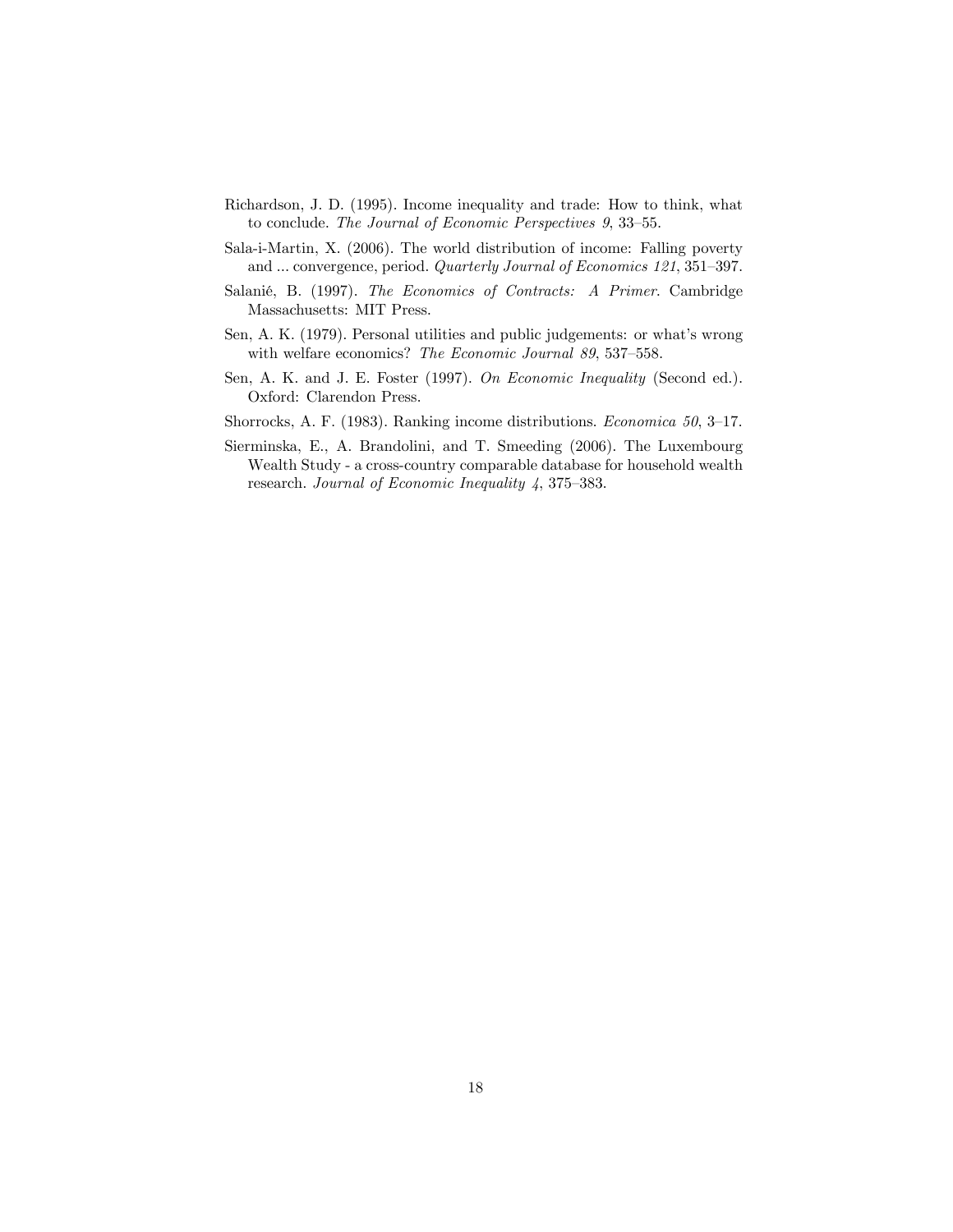Richardson, J. D. (1995). Income inequality and trade: How to think, what to conclude. *The Journal of Economic Perspectives 9*, 33–55.

Sala-i-Martin, X. (2006). The world distribution of income: Falling poverty and ... convergence, period. *Quarterly Journal of Economics 121*, 351–397.

Salanié, B. (1997). *The Economics of Contracts: A Primer*. Cambridge Massachusetts: MIT Press.

Sen, A. K. (1979). Personal utilities and public judgements: or what's wrong with welfare economics? *The Economic Journal 89*, 537–558.

Sen, A. K. and J. E. Foster (1997). *On Economic Inequality* (Second ed.). Oxford: Clarendon Press.

Shorrocks, A. F. (1983). Ranking income distributions. *Economica 50*, 3–17.

Sierminska, E., A. Brandolini, and T. Smeeding (2006). The Luxembourg Wealth Study - a cross-country comparable database for household wealth research. *Journal of Economic Inequality 4*, 375–383.